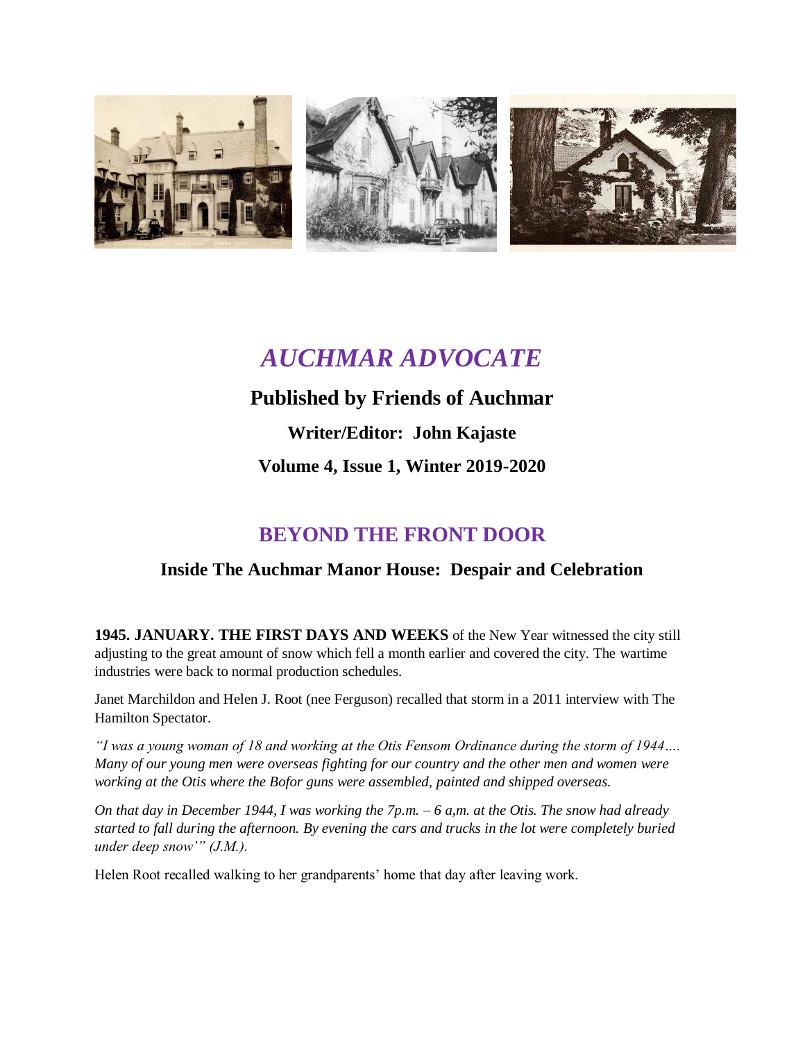# *AUCHMAR ADVOCATE*

**Published by Friends of Auchmar**

**Writer/Editor: John Kajaste**

**Volume 4, Issue 1, Winter 2019-2020**

## BEYOND THE FRONT DOOR

### Inside The Auchmar Manor House: Despair and Celebration

**1945. JANUARY. THE FIRST DAYS AND WEEKS** of the New Year witnessed the city still adjusting to the great amount of snow which fell a month earlier and covered the city. The wartime industries were back to normal production schedules.

Janet Marchildon and Helen J. Root (nee Ferguson) recalled that storm in a 2011 interview with The Hamilton Spectator.

*"I was a young woman of 18 and working at the Otis Fensom Ordinance during the storm of 1944…. Many of our young men were overseas fighting for our country and the other men and women were working at the Otis where the Bofor guns were assembled, painted and shipped overseas.*

*On that day in December 1944, I was working the 7p.m. – 6 a,m. at the Otis. The snow had already started to fall during the afternoon. By evening the cars and trucks in the lot were completely buried under deep snow'" (J.M.).*

Helen Root recalled walking to her grandparents' home that day after leaving work.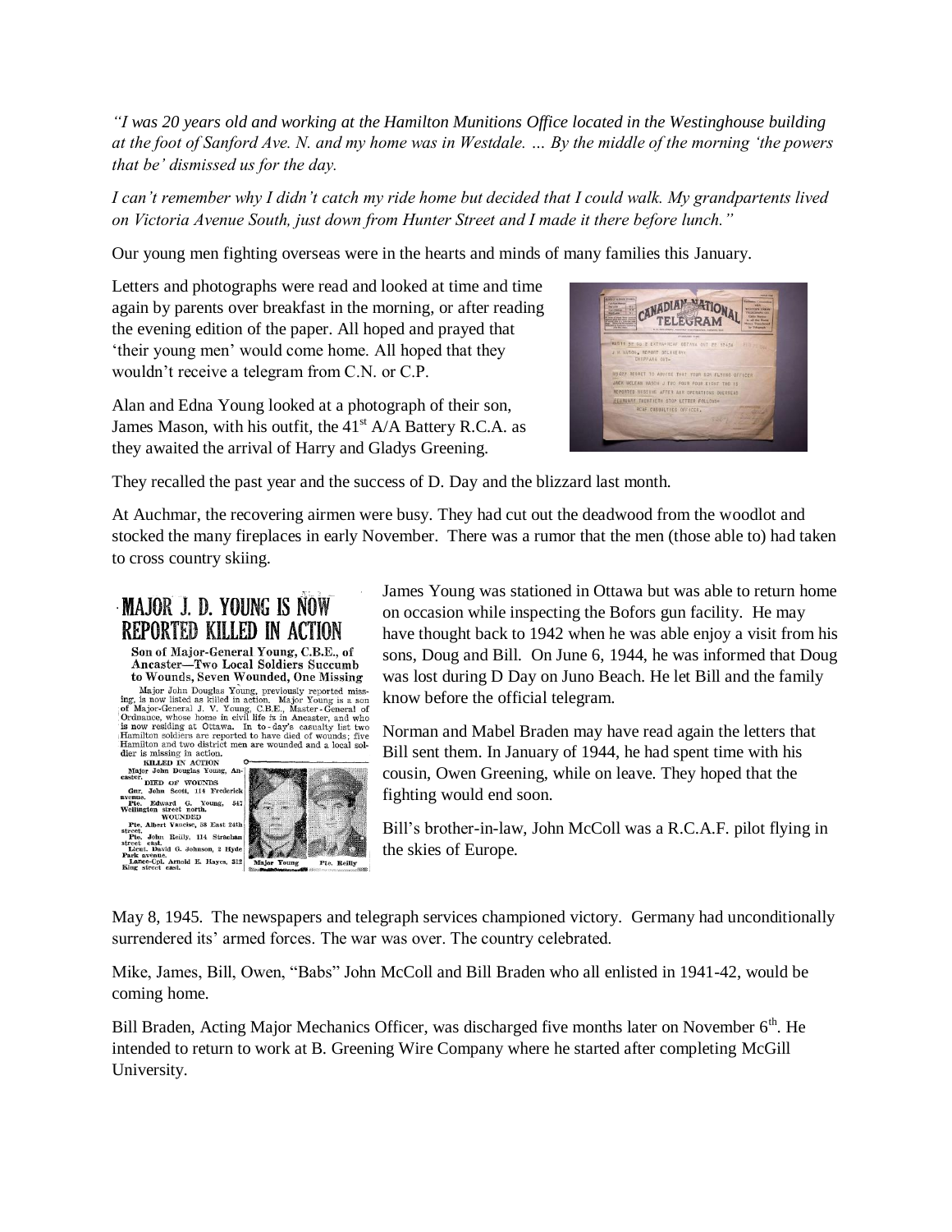*"I was 20 years old and working at the Hamilton Munitions Office located in the Westinghouse building at the foot of Sanford Ave. N. and my home was in Westdale. … By the middle of the morning 'the powers that be' dismissed us for the day.*

*I can't remember why I didn't catch my ride home but decided that I could walk. My grandpartents lived on Victoria Avenue South, just down from Hunter Street and I made it there before lunch."*

Our young men fighting overseas were in the hearts and minds of many families this January.

Letters and photographs were read and looked at time and time again by parents over breakfast in the morning, or after reading the evening edition of the paper. All hoped and prayed that 'their young men' would come home. All hoped that they wouldn't receive a telegram from C.N. or C.P.

Alan and Edna Young looked at a photograph of their son, James Mason, with his outfit, the 41st A/A Battery R.C.A. as they awaited the arrival of Harry and Gladys Greening.

They recalled the past year and the success of D. Day and the blizzard last month.

At Auchmar, the recovering airmen were busy. They had cut out the deadwood from the woodlot and stocked the many fireplaces in early November. There was a rumor that the men (those able to) had taken to cross country skiing.

James Young was stationed in Ottawa but was able to return home on occasion while inspecting the Bofors gun facility. He may have thought back to 1942 when he was able enjoy a visit from his sons, Doug and Bill. On June 6, 1944, he was informed that Doug was lost during D Day on Juno Beach. He let Bill and the family know before the official telegram.

Norman and Mabel Braden may have read again the letters that Bill sent them. In January of 1944, he had spent time with his cousin, Owen Greening, while on leave. They hoped that the fighting would end soon.

Bill's brother-in-law, John McColl was a R.C.A.F. pilot flying in the skies of Europe.

May 8, 1945. The newspapers and telegraph services championed victory. Germany had unconditionally surrendered its' armed forces. The war was over. The country celebrated.

Mike, James, Bill, Owen, "Babs" John McColl and Bill Braden who all enlisted in 1941-42, would be coming home.

Bill Braden, Acting Major Mechanics Officer, was discharged five months later on November 6th. He intended to return to work at B. Greening Wire Company where he started after completing McGill University.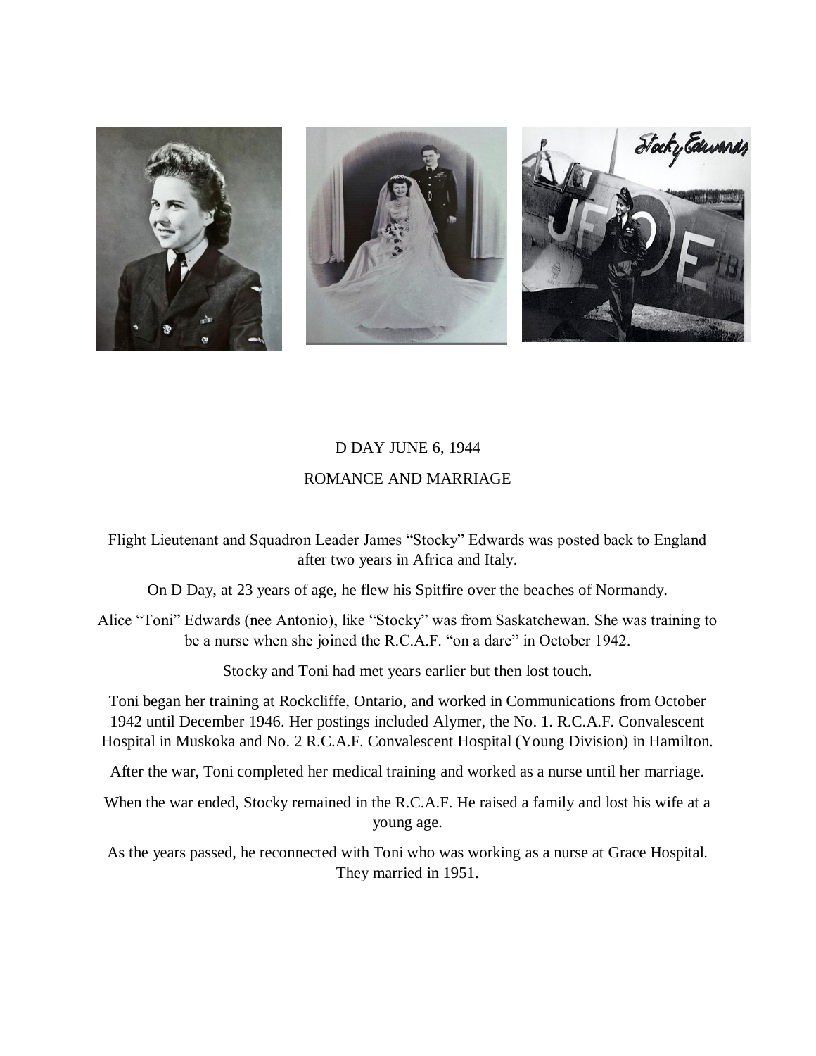## D DAY JUNE 6, 1944

## ROMANCE AND MARRIAGE

Flight Lieutenant and Squadron Leader James "Stocky" Edwards was posted back to England after two years in Africa and Italy.

On D Day, at 23 years of age, he flew his Spitfire over the beaches of Normandy.

Alice "Toni" Edwards (nee Antonio), like "Stocky" was from Saskatchewan. She was training to be a nurse when she joined the R.C.A.F. "on a dare" in October 1942.

Stocky and Toni had met years earlier but then lost touch.

Toni began her training at Rockcliffe, Ontario, and worked in Communications from October 1942 until December 1946. Her postings included Alymer, the No. 1. R.C.A.F. Convalescent Hospital in Muskoka and No. 2 R.C.A.F. Convalescent Hospital (Young Division) in Hamilton.

After the war, Toni completed her medical training and worked as a nurse until her marriage.

When the war ended, Stocky remained in the R.C.A.F. He raised a family and lost his wife at a young age.

As the years passed, he reconnected with Toni who was working as a nurse at Grace Hospital. They married in 1951.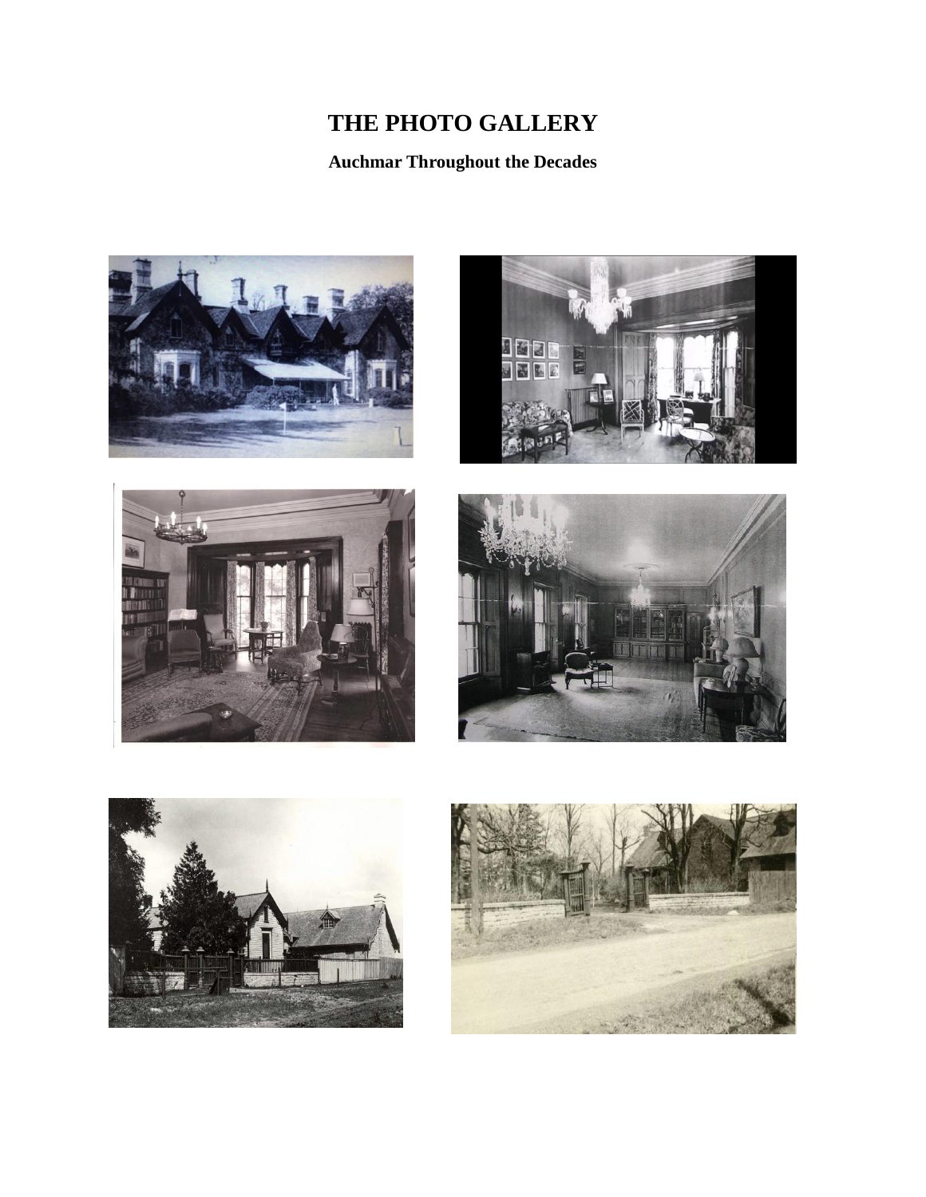# THE PHOTO GALLERY

## Auchmar Throughout the Decades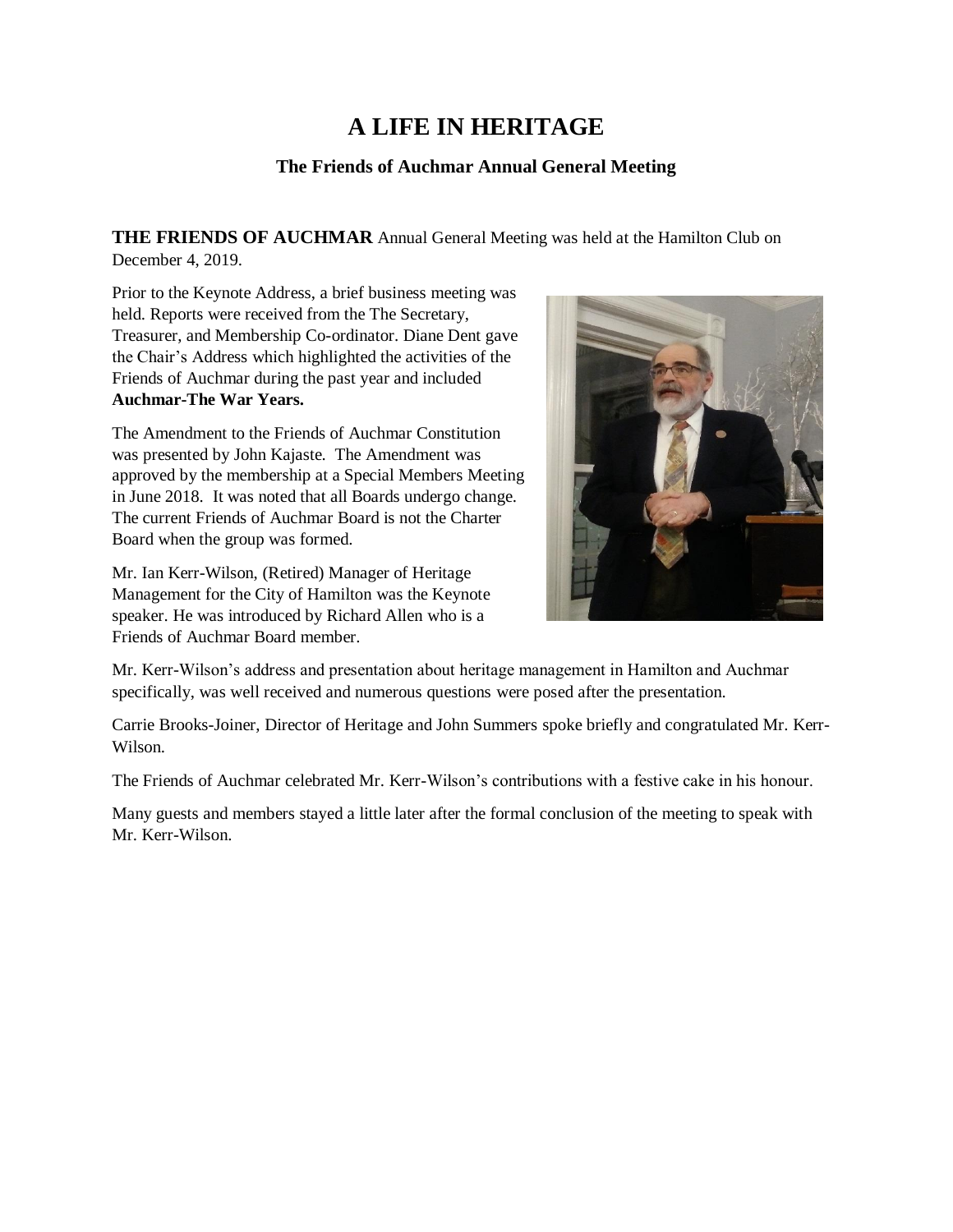# A LIFE IN HERITAGE

### The Friends of Auchmar Annual General Meeting

**THE FRIENDS OF AUCHMAR** Annual General Meeting was held at the Hamilton Club on December 4, 2019.

Prior to the Keynote Address, a brief business meeting was held. Reports were received from the The Secretary, Treasurer, and Membership Co-ordinator. Diane Dent gave the Chair's Address which highlighted the activities of the Friends of Auchmar during the past year and included **Auchmar-The War Years.**

The Amendment to the Friends of Auchmar Constitution was presented by John Kajaste. The Amendment was approved by the membership at a Special Members Meeting in June 2018. It was noted that all Boards undergo change. The current Friends of Auchmar Board is not the Charter Board when the group was formed.

Mr. Ian Kerr-Wilson, (Retired) Manager of Heritage Management for the City of Hamilton was the Keynote speaker. He was introduced by Richard Allen who is a Friends of Auchmar Board member.

Mr. Kerr-Wilson's address and presentation about heritage management in Hamilton and Auchmar specifically, was well received and numerous questions were posed after the presentation.

Carrie Brooks-Joiner, Director of Heritage and John Summers spoke briefly and congratulated Mr. Kerr-Wilson.

The Friends of Auchmar celebrated Mr. Kerr-Wilson's contributions with a festive cake in his honour.

Many guests and members stayed a little later after the formal conclusion of the meeting to speak with Mr. Kerr-Wilson.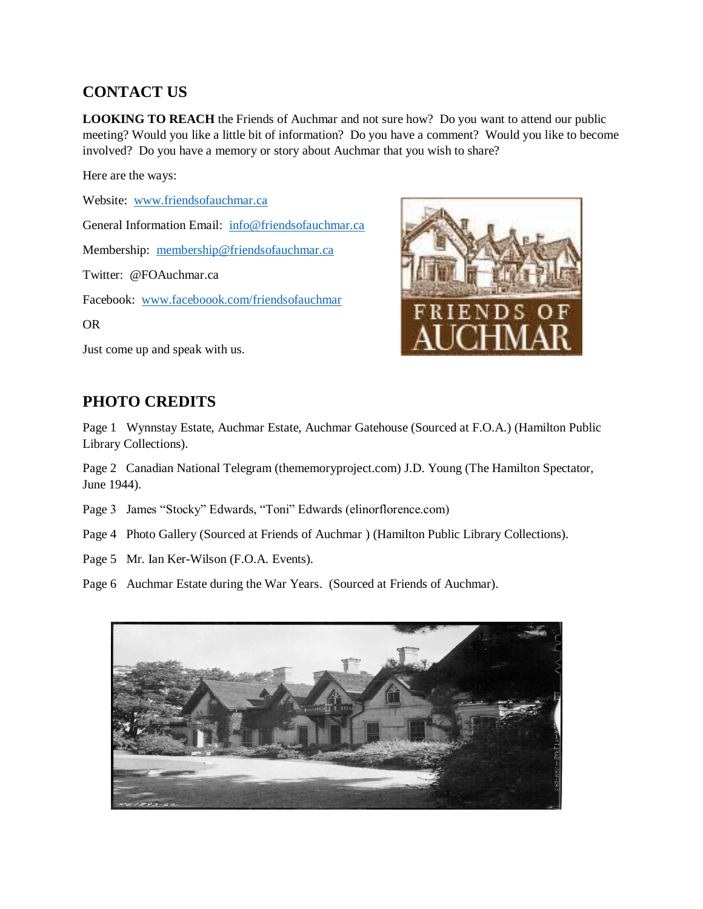## CONTACT US

**LOOKING TO REACH** the Friends of Auchmar and not sure how? Do you want to attend our public meeting? Would you like a little bit of information? Do you have a comment? Would you like to become involved? Do you have a memory or story about Auchmar that you wish to share?

Here are the ways:

Website: www.friendsofauchmar.ca

General Information Email: info@friendsofauchmar.ca

Membership: membership@friendsofauchmar.ca

Twitter: @FOAuchmar.ca

Facebook: www.facebooook.com/friendsofauchmar

OR

Just come up and speak with us.

## PHOTO CREDITS

Page 1 Wynnstay Estate, Auchmar Estate, Auchmar Gatehouse (Sourced at F.O.A.) (Hamilton Public Library Collections).

Page 2 Canadian National Telegram (thememoryproject.com) J.D. Young (The Hamilton Spectator, June 1944).

Page 3 James "Stocky" Edwards, "Toni" Edwards (elinorflorence.com)

Page 4 Photo Gallery (Sourced at Friends of Auchmar ) (Hamilton Public Library Collections).

Page 5 Mr. Ian Ker-Wilson (F.O.A. Events).

Page 6 Auchmar Estate during the War Years. (Sourced at Friends of Auchmar).